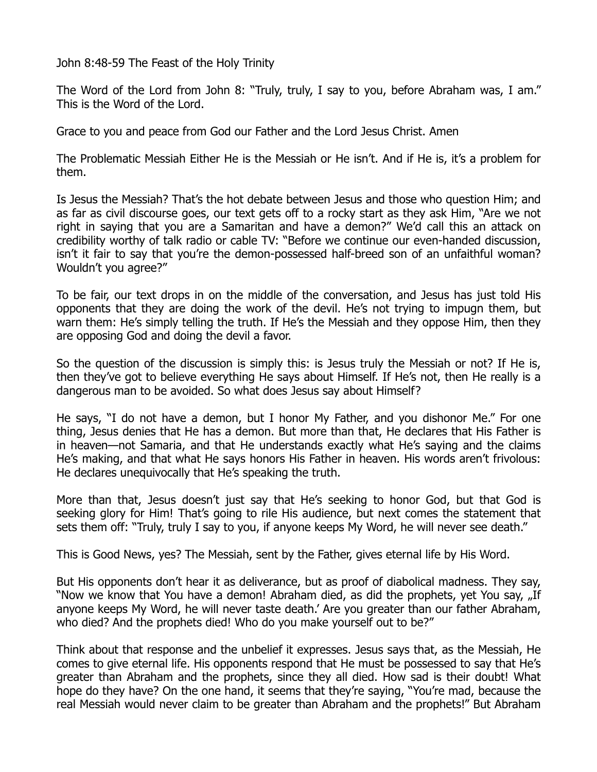John 8:48-59 The Feast of the Holy Trinity

The Word of the Lord from John 8: "Truly, truly, I say to you, before Abraham was, I am." This is the Word of the Lord.

Grace to you and peace from God our Father and the Lord Jesus Christ. Amen

The Problematic Messiah Either He is the Messiah or He isn't. And if He is, it's a problem for them.

Is Jesus the Messiah? That's the hot debate between Jesus and those who question Him; and as far as civil discourse goes, our text gets off to a rocky start as they ask Him, "Are we not right in saying that you are a Samaritan and have a demon?" We'd call this an attack on credibility worthy of talk radio or cable TV: "Before we continue our even-handed discussion, isn't it fair to say that you're the demon-possessed half-breed son of an unfaithful woman? Wouldn't you agree?"

To be fair, our text drops in on the middle of the conversation, and Jesus has just told His opponents that they are doing the work of the devil. He's not trying to impugn them, but warn them: He's simply telling the truth. If He's the Messiah and they oppose Him, then they are opposing God and doing the devil a favor.

So the question of the discussion is simply this: is Jesus truly the Messiah or not? If He is, then they've got to believe everything He says about Himself. If He's not, then He really is a dangerous man to be avoided. So what does Jesus say about Himself?

He says, "I do not have a demon, but I honor My Father, and you dishonor Me." For one thing, Jesus denies that He has a demon. But more than that, He declares that His Father is in heaven—not Samaria, and that He understands exactly what He's saying and the claims He's making, and that what He says honors His Father in heaven. His words aren't frivolous: He declares unequivocally that He's speaking the truth.

More than that, Jesus doesn't just say that He's seeking to honor God, but that God is seeking glory for Him! That's going to rile His audience, but next comes the statement that sets them off: "Truly, truly I say to you, if anyone keeps My Word, he will never see death."

This is Good News, yes? The Messiah, sent by the Father, gives eternal life by His Word.

But His opponents don't hear it as deliverance, but as proof of diabolical madness. They say, "Now we know that You have a demon! Abraham died, as did the prophets, yet You say, „If anyone keeps My Word, he will never taste death.' Are you greater than our father Abraham, who died? And the prophets died! Who do you make yourself out to be?"

Think about that response and the unbelief it expresses. Jesus says that, as the Messiah, He comes to give eternal life. His opponents respond that He must be possessed to say that He's greater than Abraham and the prophets, since they all died. How sad is their doubt! What hope do they have? On the one hand, it seems that they're saying, "You're mad, because the real Messiah would never claim to be greater than Abraham and the prophets!" But Abraham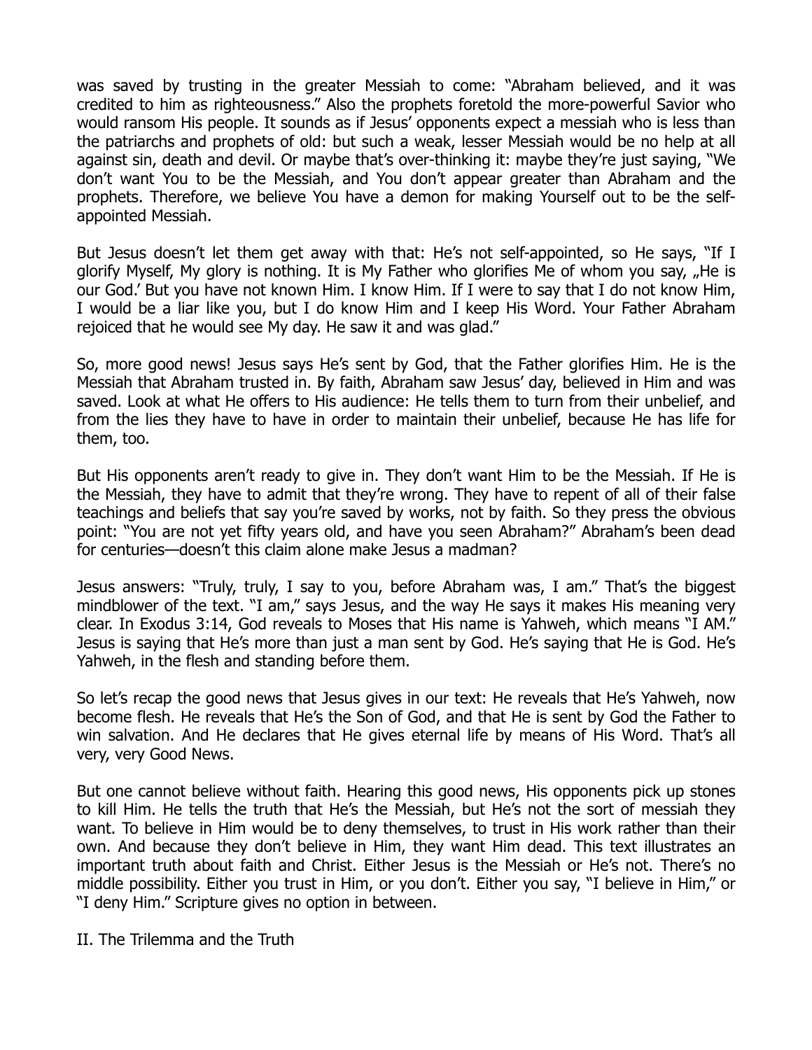was saved by trusting in the greater Messiah to come: "Abraham believed, and it was credited to him as righteousness." Also the prophets foretold the more-powerful Savior who would ransom His people. It sounds as if Jesus' opponents expect a messiah who is less than the patriarchs and prophets of old: but such a weak, lesser Messiah would be no help at all against sin, death and devil. Or maybe that's over-thinking it: maybe they're just saying, "We don't want You to be the Messiah, and You don't appear greater than Abraham and the prophets. Therefore, we believe You have a demon for making Yourself out to be the self-appointed Messiah.

But Jesus doesn't let them get away with that: He's not self-appointed, so He says, "If I glorify Myself, My glory is nothing. It is My Father who glorifies Me of whom you say, „He is our God.' But you have not known Him. I know Him. If I were to say that I do not know Him, I would be a liar like you, but I do know Him and I keep His Word. Your Father Abraham rejoiced that he would see My day. He saw it and was glad."

So, more good news! Jesus says He's sent by God, that the Father glorifies Him. He is the Messiah that Abraham trusted in. By faith, Abraham saw Jesus' day, believed in Him and was saved. Look at what He offers to His audience: He tells them to turn from their unbelief, and from the lies they have to have in order to maintain their unbelief, because He has life for them, too.

But His opponents aren't ready to give in. They don't want Him to be the Messiah. If He is the Messiah, they have to admit that they're wrong. They have to repent of all of their false teachings and beliefs that say you're saved by works, not by faith. So they press the obvious point: "You are not yet fifty years old, and have you seen Abraham?" Abraham's been dead for centuries—doesn't this claim alone make Jesus a madman?

Jesus answers: "Truly, truly, I say to you, before Abraham was, I am." That's the biggest mindblower of the text. "I am," says Jesus, and the way He says it makes His meaning very clear. In Exodus 3:14, God reveals to Moses that His name is Yahweh, which means "I AM." Jesus is saying that He's more than just a man sent by God. He's saying that He is God. He's Yahweh, in the flesh and standing before them.

So let's recap the good news that Jesus gives in our text: He reveals that He's Yahweh, now become flesh. He reveals that He's the Son of God, and that He is sent by God the Father to win salvation. And He declares that He gives eternal life by means of His Word. That's all very, very Good News.

But one cannot believe without faith. Hearing this good news, His opponents pick up stones to kill Him. He tells the truth that He's the Messiah, but He's not the sort of messiah they want. To believe in Him would be to deny themselves, to trust in His work rather than their own. And because they don't believe in Him, they want Him dead. This text illustrates an important truth about faith and Christ. Either Jesus is the Messiah or He's not. There's no middle possibility. Either you trust in Him, or you don't. Either you say, "I believe in Him," or "I deny Him." Scripture gives no option in between.

## II. The Trilemma and the Truth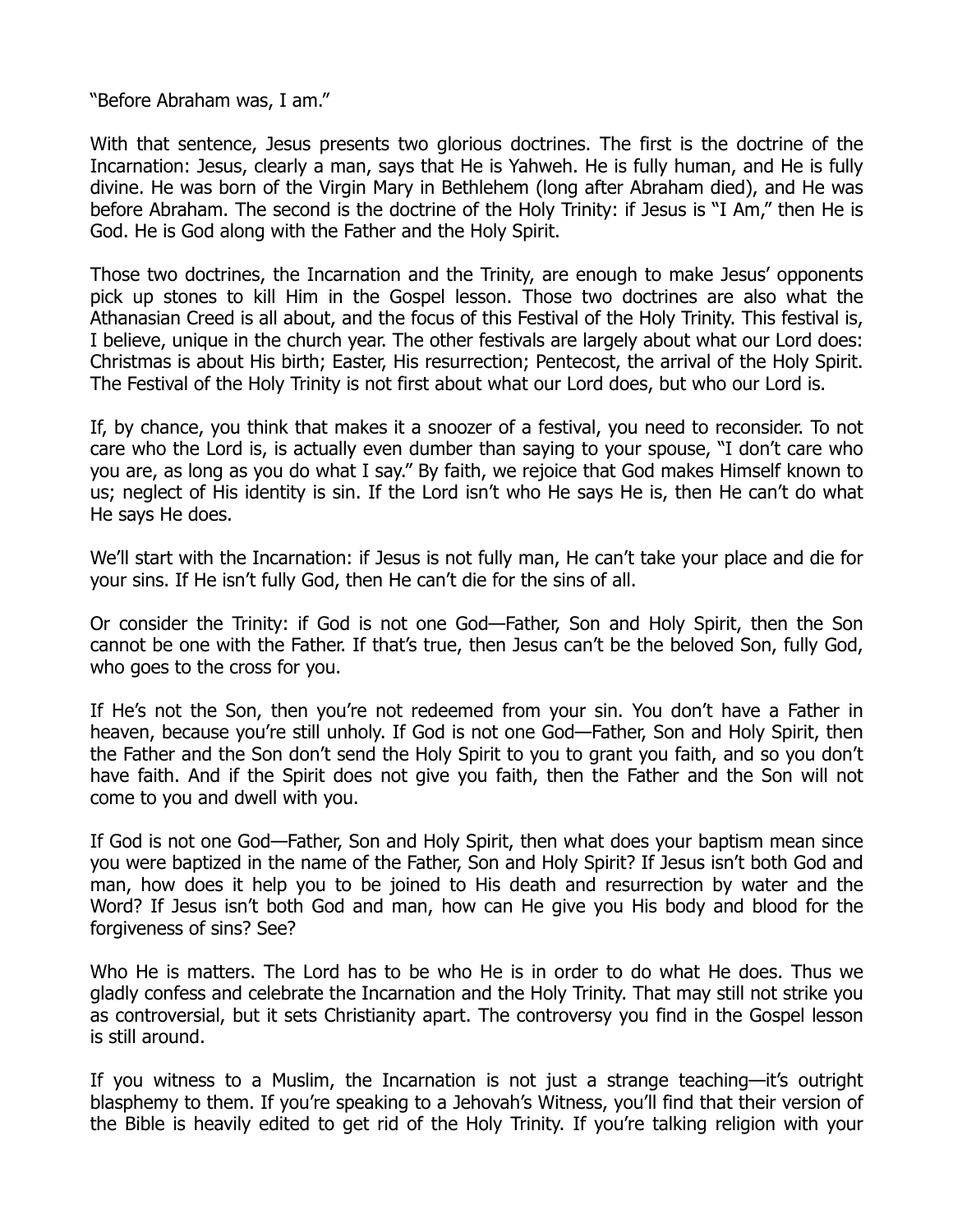"Before Abraham was, I am."

With that sentence, Jesus presents two glorious doctrines. The first is the doctrine of the Incarnation: Jesus, clearly a man, says that He is Yahweh. He is fully human, and He is fully divine. He was born of the Virgin Mary in Bethlehem (long after Abraham died), and He was before Abraham. The second is the doctrine of the Holy Trinity: if Jesus is "I Am," then He is God. He is God along with the Father and the Holy Spirit.

Those two doctrines, the Incarnation and the Trinity, are enough to make Jesus' opponents pick up stones to kill Him in the Gospel lesson. Those two doctrines are also what the Athanasian Creed is all about, and the focus of this Festival of the Holy Trinity. This festival is, I believe, unique in the church year. The other festivals are largely about what our Lord does: Christmas is about His birth; Easter, His resurrection; Pentecost, the arrival of the Holy Spirit. The Festival of the Holy Trinity is not first about what our Lord does, but who our Lord is.

If, by chance, you think that makes it a snoozer of a festival, you need to reconsider. To not care who the Lord is, is actually even dumber than saying to your spouse, "I don't care who you are, as long as you do what I say." By faith, we rejoice that God makes Himself known to us; neglect of His identity is sin. If the Lord isn't who He says He is, then He can't do what He says He does.

We'll start with the Incarnation: if Jesus is not fully man, He can't take your place and die for your sins. If He isn't fully God, then He can't die for the sins of all.

Or consider the Trinity: if God is not one God—Father, Son and Holy Spirit, then the Son cannot be one with the Father. If that's true, then Jesus can't be the beloved Son, fully God, who goes to the cross for you.

If He's not the Son, then you're not redeemed from your sin. You don't have a Father in heaven, because you're still unholy. If God is not one God—Father, Son and Holy Spirit, then the Father and the Son don't send the Holy Spirit to you to grant you faith, and so you don't have faith. And if the Spirit does not give you faith, then the Father and the Son will not come to you and dwell with you.

If God is not one God—Father, Son and Holy Spirit, then what does your baptism mean since you were baptized in the name of the Father, Son and Holy Spirit? If Jesus isn't both God and man, how does it help you to be joined to His death and resurrection by water and the Word? If Jesus isn't both God and man, how can He give you His body and blood for the forgiveness of sins? See?

Who He is matters. The Lord has to be who He is in order to do what He does. Thus we gladly confess and celebrate the Incarnation and the Holy Trinity. That may still not strike you as controversial, but it sets Christianity apart. The controversy you find in the Gospel lesson is still around.

If you witness to a Muslim, the Incarnation is not just a strange teaching—it's outright blasphemy to them. If you're speaking to a Jehovah's Witness, you'll find that their version of the Bible is heavily edited to get rid of the Holy Trinity. If you're talking religion with your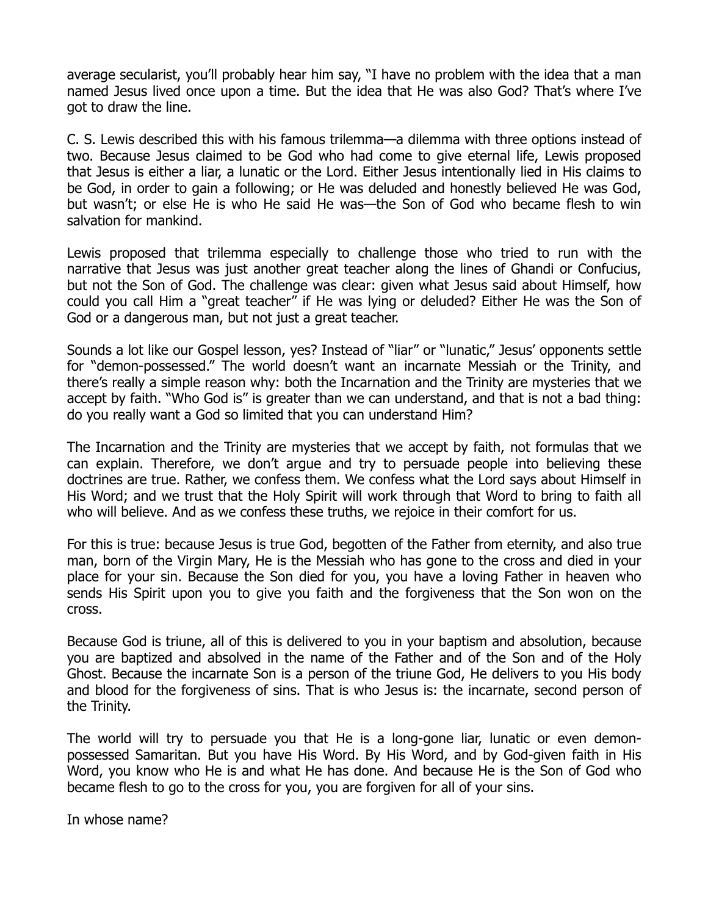average secularist, you'll probably hear him say, "I have no problem with the idea that a man named Jesus lived once upon a time. But the idea that He was also God? That's where I've got to draw the line.

C. S. Lewis described this with his famous trilemma—a dilemma with three options instead of two. Because Jesus claimed to be God who had come to give eternal life, Lewis proposed that Jesus is either a liar, a lunatic or the Lord. Either Jesus intentionally lied in His claims to be God, in order to gain a following; or He was deluded and honestly believed He was God, but wasn't; or else He is who He said He was—the Son of God who became flesh to win salvation for mankind.

Lewis proposed that trilemma especially to challenge those who tried to run with the narrative that Jesus was just another great teacher along the lines of Ghandi or Confucius, but not the Son of God. The challenge was clear: given what Jesus said about Himself, how could you call Him a "great teacher" if He was lying or deluded? Either He was the Son of God or a dangerous man, but not just a great teacher.

Sounds a lot like our Gospel lesson, yes? Instead of "liar" or "lunatic," Jesus' opponents settle for "demon-possessed." The world doesn't want an incarnate Messiah or the Trinity, and there's really a simple reason why: both the Incarnation and the Trinity are mysteries that we accept by faith. "Who God is" is greater than we can understand, and that is not a bad thing: do you really want a God so limited that you can understand Him?

The Incarnation and the Trinity are mysteries that we accept by faith, not formulas that we can explain. Therefore, we don't argue and try to persuade people into believing these doctrines are true. Rather, we confess them. We confess what the Lord says about Himself in His Word; and we trust that the Holy Spirit will work through that Word to bring to faith all who will believe. And as we confess these truths, we rejoice in their comfort for us.

For this is true: because Jesus is true God, begotten of the Father from eternity, and also true man, born of the Virgin Mary, He is the Messiah who has gone to the cross and died in your place for your sin. Because the Son died for you, you have a loving Father in heaven who sends His Spirit upon you to give you faith and the forgiveness that the Son won on the cross.

Because God is triune, all of this is delivered to you in your baptism and absolution, because you are baptized and absolved in the name of the Father and of the Son and of the Holy Ghost. Because the incarnate Son is a person of the triune God, He delivers to you His body and blood for the forgiveness of sins. That is who Jesus is: the incarnate, second person of the Trinity.

The world will try to persuade you that He is a long-gone liar, lunatic or even demon-possessed Samaritan. But you have His Word. By His Word, and by God-given faith in His Word, you know who He is and what He has done. And because He is the Son of God who became flesh to go to the cross for you, you are forgiven for all of your sins.

In whose name?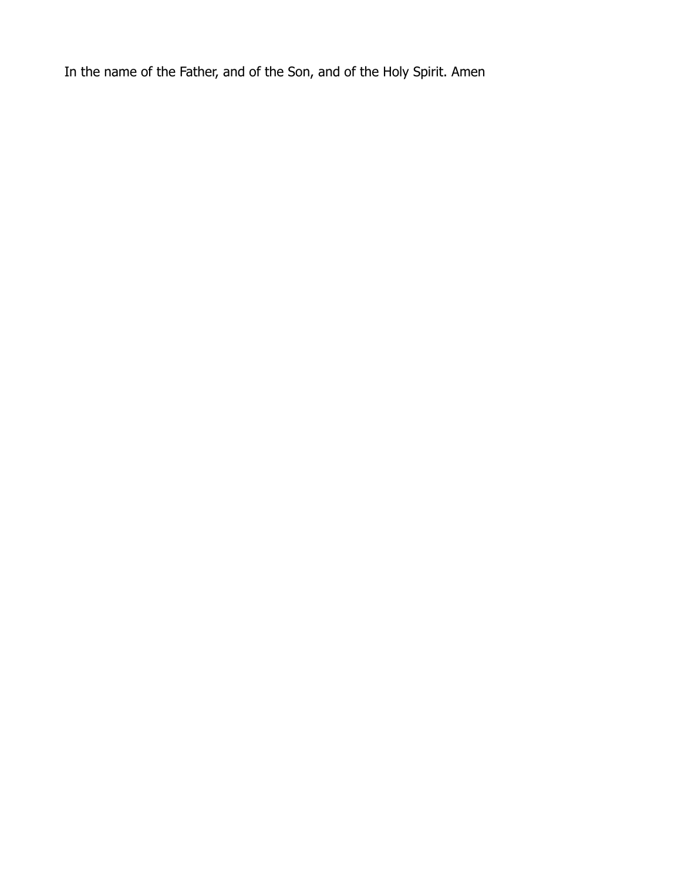In the name of the Father, and of the Son, and of the Holy Spirit. Amen